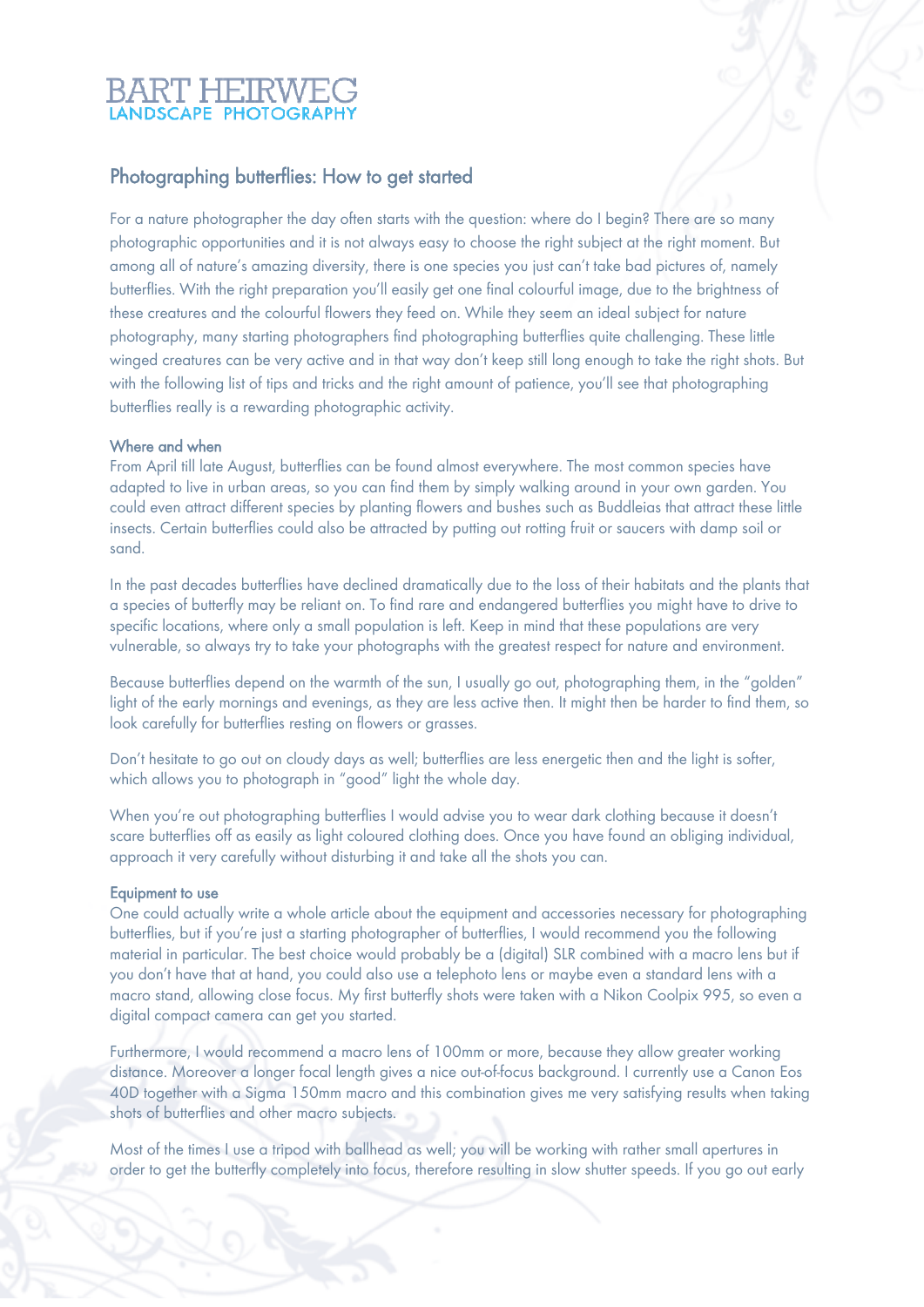BART HEIRWEG
LANDSCAPE PHOTOGRAPHY

# Photographing butterflies: How to get started

For a nature photographer the day often starts with the question: where do I begin? There are so many photographic opportunities and it is not always easy to choose the right subject at the right moment. But among all of nature's amazing diversity, there is one species you just can't take bad pictures of, namely butterflies. With the right preparation you'll easily get one final colourful image, due to the brightness of these creatures and the colourful flowers they feed on. While they seem an ideal subject for nature photography, many starting photographers find photographing butterflies quite challenging. These little winged creatures can be very active and in that way don't keep still long enough to take the right shots. But with the following list of tips and tricks and the right amount of patience, you'll see that photographing butterflies really is a rewarding photographic activity.

## Where and when

From April till late August, butterflies can be found almost everywhere. The most common species have adapted to live in urban areas, so you can find them by simply walking around in your own garden. You could even attract different species by planting flowers and bushes such as Buddleias that attract these little insects. Certain butterflies could also be attracted by putting out rotting fruit or saucers with damp soil or sand.

In the past decades butterflies have declined dramatically due to the loss of their habitats and the plants that a species of butterfly may be reliant on. To find rare and endangered butterflies you might have to drive to specific locations, where only a small population is left. Keep in mind that these populations are very vulnerable, so always try to take your photographs with the greatest respect for nature and environment.

Because butterflies depend on the warmth of the sun, I usually go out, photographing them, in the "golden" light of the early mornings and evenings, as they are less active then. It might then be harder to find them, so look carefully for butterflies resting on flowers or grasses.

Don't hesitate to go out on cloudy days as well; butterflies are less energetic then and the light is softer, which allows you to photograph in "good" light the whole day.

When you're out photographing butterflies I would advise you to wear dark clothing because it doesn't scare butterflies off as easily as light coloured clothing does. Once you have found an obliging individual, approach it very carefully without disturbing it and take all the shots you can.

## Equipment to use

One could actually write a whole article about the equipment and accessories necessary for photographing butterflies, but if you're just a starting photographer of butterflies, I would recommend you the following material in particular. The best choice would probably be a (digital) SLR combined with a macro lens but if you don't have that at hand, you could also use a telephoto lens or maybe even a standard lens with a macro stand, allowing close focus. My first butterfly shots were taken with a Nikon Coolpix 995, so even a digital compact camera can get you started.

Furthermore, I would recommend a macro lens of 100mm or more, because they allow greater working distance. Moreover a longer focal length gives a nice out-of-focus background. I currently use a Canon Eos 40D together with a Sigma 150mm macro and this combination gives me very satisfying results when taking shots of butterflies and other macro subjects.

Most of the times I use a tripod with ballhead as well; you will be working with rather small apertures in order to get the butterfly completely into focus, therefore resulting in slow shutter speeds. If you go out early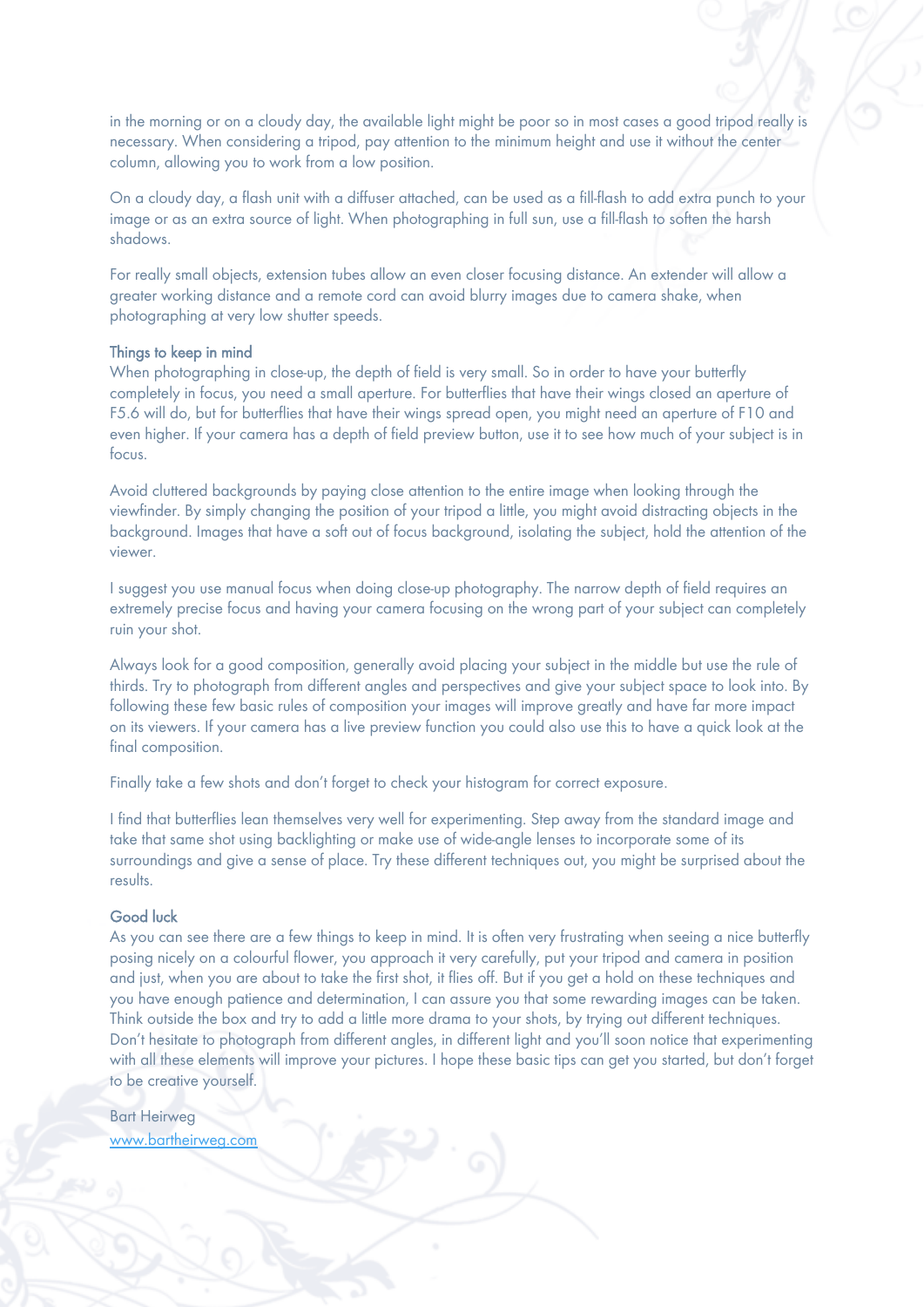in the morning or on a cloudy day, the available light might be poor so in most cases a good tripod really is necessary. When considering a tripod, pay attention to the minimum height and use it without the center column, allowing you to work from a low position.

On a cloudy day, a flash unit with a diffuser attached, can be used as a fill-flash to add extra punch to your image or as an extra source of light. When photographing in full sun, use a fill-flash to soften the harsh shadows.

For really small objects, extension tubes allow an even closer focusing distance. An extender will allow a greater working distance and a remote cord can avoid blurry images due to camera shake, when photographing at very low shutter speeds.

## Things to keep in mind

When photographing in close-up, the depth of field is very small. So in order to have your butterfly completely in focus, you need a small aperture. For butterflies that have their wings closed an aperture of F5.6 will do, but for butterflies that have their wings spread open, you might need an aperture of F10 and even higher. If your camera has a depth of field preview button, use it to see how much of your subject is in focus.

Avoid cluttered backgrounds by paying close attention to the entire image when looking through the viewfinder. By simply changing the position of your tripod a little, you might avoid distracting objects in the background. Images that have a soft out of focus background, isolating the subject, hold the attention of the viewer.

I suggest you use manual focus when doing close-up photography. The narrow depth of field requires an extremely precise focus and having your camera focusing on the wrong part of your subject can completely ruin your shot.

Always look for a good composition, generally avoid placing your subject in the middle but use the rule of thirds. Try to photograph from different angles and perspectives and give your subject space to look into. By following these few basic rules of composition your images will improve greatly and have far more impact on its viewers. If your camera has a live preview function you could also use this to have a quick look at the final composition.

Finally take a few shots and don't forget to check your histogram for correct exposure.

I find that butterflies lean themselves very well for experimenting. Step away from the standard image and take that same shot using backlighting or make use of wide-angle lenses to incorporate some of its surroundings and give a sense of place. Try these different techniques out, you might be surprised about the results.

## Good luck

As you can see there are a few things to keep in mind. It is often very frustrating when seeing a nice butterfly posing nicely on a colourful flower, you approach it very carefully, put your tripod and camera in position and just, when you are about to take the first shot, it flies off. But if you get a hold on these techniques and you have enough patience and determination, I can assure you that some rewarding images can be taken. Think outside the box and try to add a little more drama to your shots, by trying out different techniques. Don't hesitate to photograph from different angles, in different light and you'll soon notice that experimenting with all these elements will improve your pictures. I hope these basic tips can get you started, but don't forget to be creative yourself.

Bart Heirweg
[www.bartheirweg.com](www.bartheirweg.com)